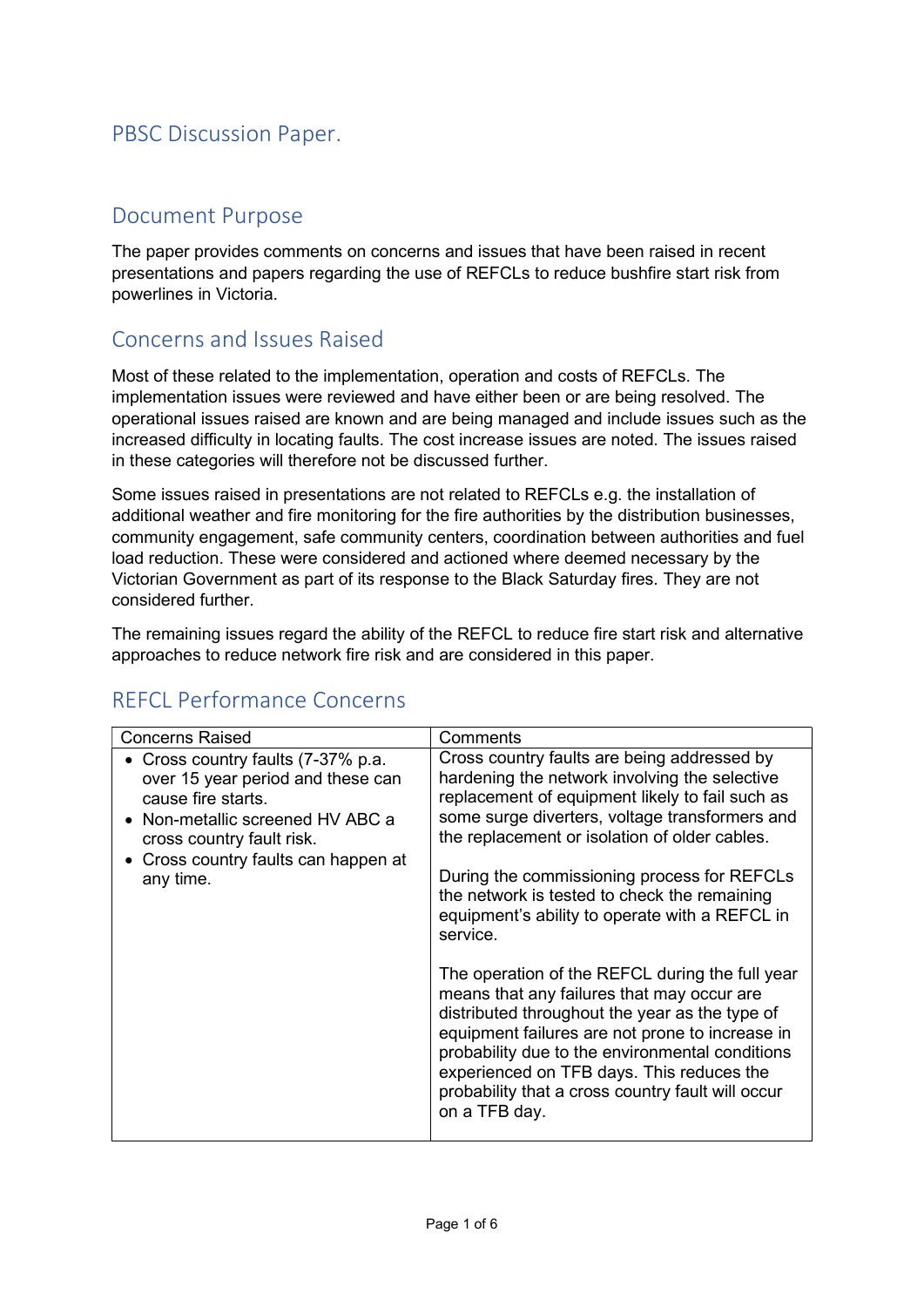# PBSC Discussion Paper.

## Document Purpose

The paper provides comments on concerns and issues that have been raised in recent presentations and papers regarding the use of REFCLs to reduce bushfire start risk from powerlines in Victoria.

## Concerns and Issues Raised

Most of these related to the implementation, operation and costs of REFCLs. The implementation issues were reviewed and have either been or are being resolved. The operational issues raised are known and are being managed and include issues such as the increased difficulty in locating faults. The cost increase issues are noted. The issues raised in these categories will therefore not be discussed further.

Some issues raised in presentations are not related to REFCLs e.g. the installation of additional weather and fire monitoring for the fire authorities by the distribution businesses, community engagement, safe community centers, coordination between authorities and fuel load reduction. These were considered and actioned where deemed necessary by the Victorian Government as part of its response to the Black Saturday fires. They are not considered further.

The remaining issues regard the ability of the REFCL to reduce fire start risk and alternative approaches to reduce network fire risk and are considered in this paper.

## REFCL Performance Concerns

| Concerns Raised | Comments |
| --- | --- |
| • Cross country faults (7-37% p.a. over 15 year period and these can cause fire starts.<br>• Non-metallic screened HV ABC a cross country fault risk.<br>• Cross country faults can happen at any time. | Cross country faults are being addressed by hardening the network involving the selective replacement of equipment likely to fail such as some surge diverters, voltage transformers and the replacement or isolation of older cables.<br><br>During the commissioning process for REFCLs the network is tested to check the remaining equipment's ability to operate with a REFCL in service.<br><br>The operation of the REFCL during the full year means that any failures that may occur are distributed throughout the year as the type of equipment failures are not prone to increase in probability due to the environmental conditions experienced on TFB days. This reduces the probability that a cross country fault will occur on a TFB day. |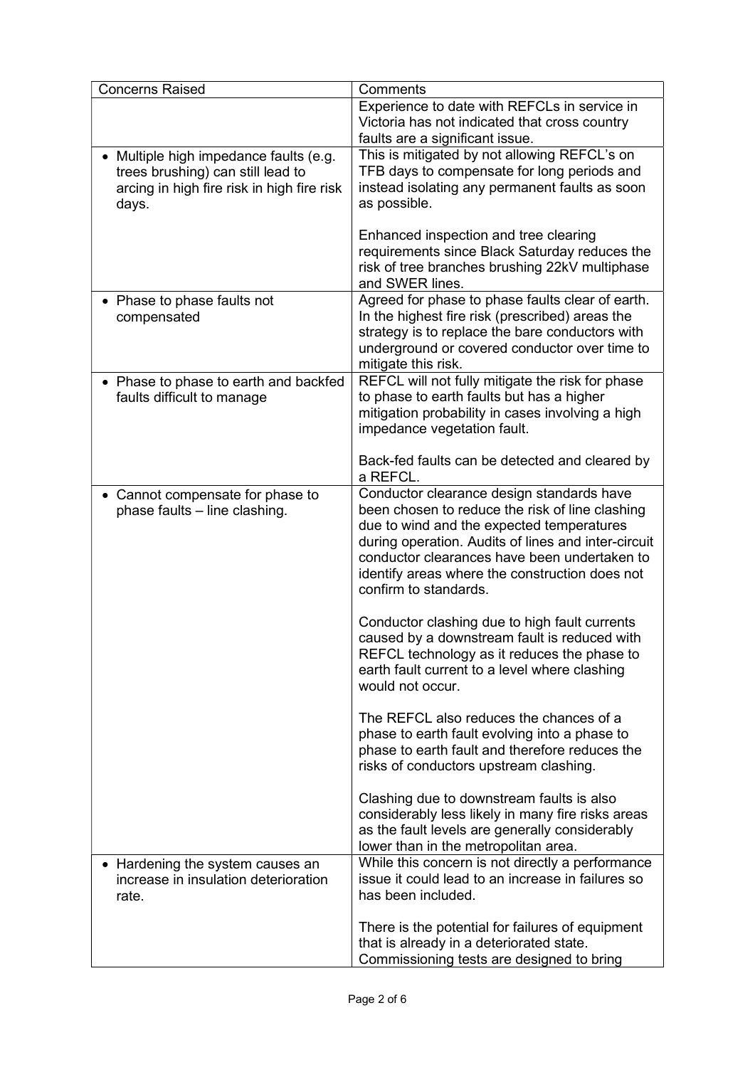| Concerns Raised | Comments |
|---|---|
| | Experience to date with REFCLs in service in Victoria has not indicated that cross country faults are a significant issue. |
| • Multiple high impedance faults (e.g. trees brushing) can still lead to arcing in high fire risk in high fire risk days. | This is mitigated by not allowing REFCL's on TFB days to compensate for long periods and instead isolating any permanent faults as soon as possible.<br><br>Enhanced inspection and tree clearing requirements since Black Saturday reduces the risk of tree branches brushing 22kV multiphase and SWER lines. |
| • Phase to phase faults not compensated | Agreed for phase to phase faults clear of earth. In the highest fire risk (prescribed) areas the strategy is to replace the bare conductors with underground or covered conductor over time to mitigate this risk. |
| • Phase to phase to earth and backfed faults difficult to manage | REFCL will not fully mitigate the risk for phase to phase to earth faults but has a higher mitigation probability in cases involving a high impedance vegetation fault.<br><br>Back-fed faults can be detected and cleared by a REFCL. |
| • Cannot compensate for phase to phase faults – line clashing. | Conductor clearance design standards have been chosen to reduce the risk of line clashing due to wind and the expected temperatures during operation. Audits of lines and inter-circuit conductor clearances have been undertaken to identify areas where the construction does not confirm to standards.<br><br>Conductor clashing due to high fault currents caused by a downstream fault is reduced with REFCL technology as it reduces the phase to earth fault current to a level where clashing would not occur.<br><br>The REFCL also reduces the chances of a phase to earth fault evolving into a phase to phase to earth fault and therefore reduces the risks of conductors upstream clashing.<br><br>Clashing due to downstream faults is also considerably less likely in many fire risks areas as the fault levels are generally considerably lower than in the metropolitan area. |
| • Hardening the system causes an increase in insulation deterioration rate. | While this concern is not directly a performance issue it could lead to an increase in failures so has been included.<br><br>There is the potential for failures of equipment that is already in a deteriorated state. Commissioning tests are designed to bring |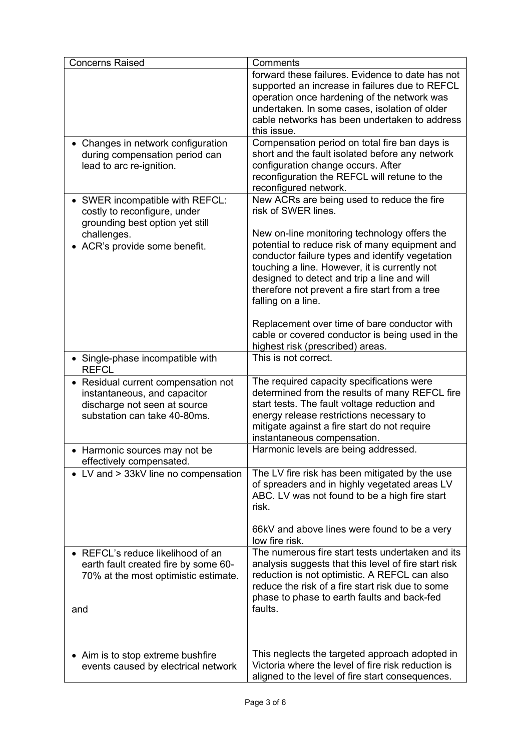| Concerns Raised | Comments |
|---|---|
| | forward these failures. Evidence to date has not supported an increase in failures due to REFCL operation once hardening of the network was undertaken. In some cases, isolation of older cable networks has been undertaken to address this issue. |
| • Changes in network configuration during compensation period can lead to arc re-ignition. | Compensation period on total fire ban days is short and the fault isolated before any network configuration change occurs. After reconfiguration the REFCL will retune to the reconfigured network. |
| • SWER incompatible with REFCL: costly to reconfigure, under grounding best option yet still challenges.<br>• ACR's provide some benefit. | New ACRs are being used to reduce the fire risk of SWER lines.<br><br>New on-line monitoring technology offers the potential to reduce risk of many equipment and conductor failure types and identify vegetation touching a line. However, it is currently not designed to detect and trip a line and will therefore not prevent a fire start from a tree falling on a line.<br><br>Replacement over time of bare conductor with cable or covered conductor is being used in the highest risk (prescribed) areas. |
| • Single-phase incompatible with REFCL | This is not correct. |
| • Residual current compensation not instantaneous, and capacitor discharge not seen at source substation can take 40-80ms. | The required capacity specifications were determined from the results of many REFCL fire start tests. The fault voltage reduction and energy release restrictions necessary to mitigate against a fire start do not require instantaneous compensation. |
| • Harmonic sources may not be effectively compensated. | Harmonic levels are being addressed. |
| • LV and > 33kV line no compensation | The LV fire risk has been mitigated by the use of spreaders and in highly vegetated areas LV ABC. LV was not found to be a high fire start risk.<br><br>66kV and above lines were found to be a very low fire risk. |
| • REFCL's reduce likelihood of an earth fault created fire by some 60-70% at the most optimistic estimate.<br><br>and | The numerous fire start tests undertaken and its analysis suggests that this level of fire start risk reduction is not optimistic. A REFCL can also reduce the risk of a fire start risk due to some phase to phase to earth faults and back-fed faults. |
| • Aim is to stop extreme bushfire events caused by electrical network | This neglects the targeted approach adopted in Victoria where the level of fire risk reduction is aligned to the level of fire start consequences. |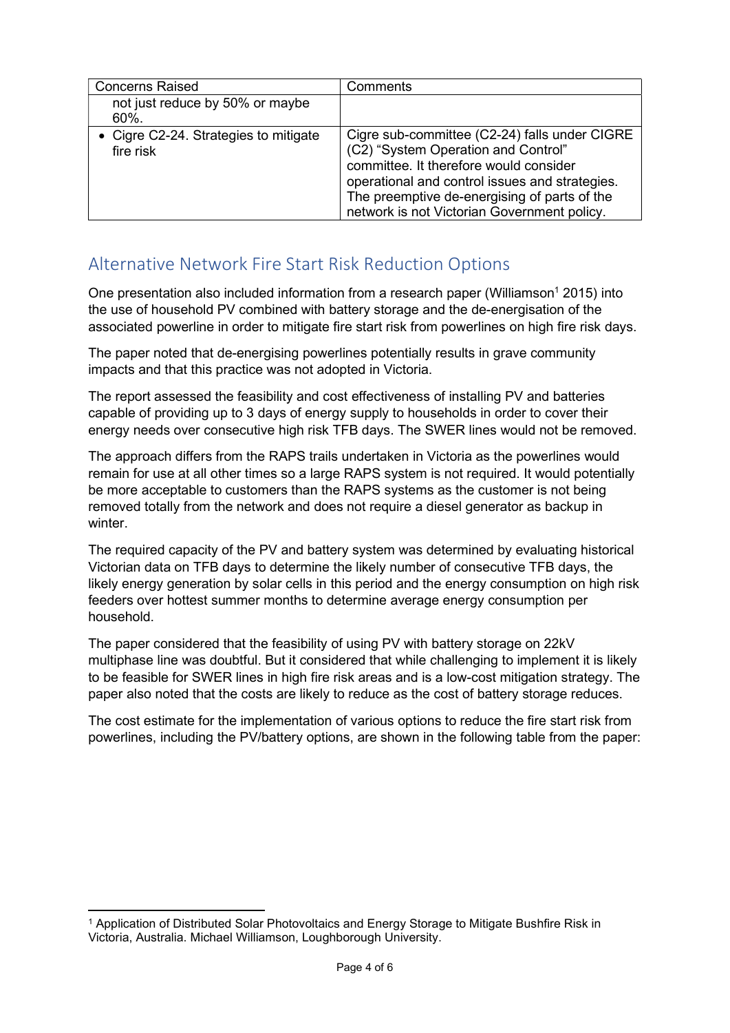| Concerns Raised | Comments |
| --- | --- |
| not just reduce by 50% or maybe 60%. | |
| • Cigre C2-24. Strategies to mitigate fire risk | Cigre sub-committee (C2-24) falls under CIGRE (C2) "System Operation and Control" committee. It therefore would consider operational and control issues and strategies. The preemptive de-energising of parts of the network is not Victorian Government policy. |

## Alternative Network Fire Start Risk Reduction Options

One presentation also included information from a research paper (Williamson[1] 2015) into the use of household PV combined with battery storage and the de-energisation of the associated powerline in order to mitigate fire start risk from powerlines on high fire risk days.

The paper noted that de-energising powerlines potentially results in grave community impacts and that this practice was not adopted in Victoria.

The report assessed the feasibility and cost effectiveness of installing PV and batteries capable of providing up to 3 days of energy supply to households in order to cover their energy needs over consecutive high risk TFB days. The SWER lines would not be removed.

The approach differs from the RAPS trails undertaken in Victoria as the powerlines would remain for use at all other times so a large RAPS system is not required. It would potentially be more acceptable to customers than the RAPS systems as the customer is not being removed totally from the network and does not require a diesel generator as backup in winter.

The required capacity of the PV and battery system was determined by evaluating historical Victorian data on TFB days to determine the likely number of consecutive TFB days, the likely energy generation by solar cells in this period and the energy consumption on high risk feeders over hottest summer months to determine average energy consumption per household.

The paper considered that the feasibility of using PV with battery storage on 22kV multiphase line was doubtful. But it considered that while challenging to implement it is likely to be feasible for SWER lines in high fire risk areas and is a low-cost mitigation strategy. The paper also noted that the costs are likely to reduce as the cost of battery storage reduces.

The cost estimate for the implementation of various options to reduce the fire start risk from powerlines, including the PV/battery options, are shown in the following table from the paper:

[1] Application of Distributed Solar Photovoltaics and Energy Storage to Mitigate Bushfire Risk in Victoria, Australia. Michael Williamson, Loughborough University.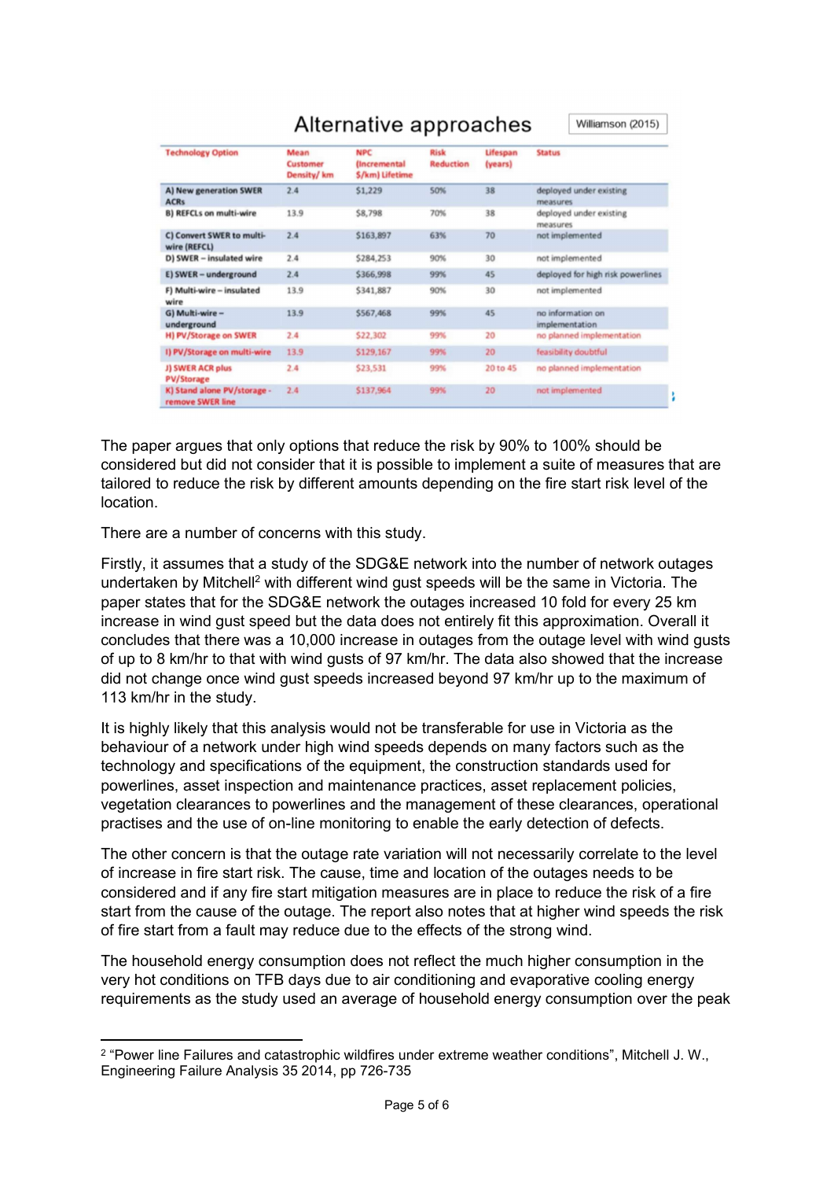## Alternative approaches

Williamson (2015)

| Technology Option | Mean Customer Density/ km | NPC (Incremental $/km) Lifetime | Risk Reduction | Lifespan (years) | Status |
|---|---|---|---|---|---|
| A) New generation SWER ACRs | 2.4 | $1,229 | 50% | 38 | deployed under existing measures |
| B) REFCLs on multi-wire | 13.9 | $8,798 | 70% | 38 | deployed under existing measures |
| C) Convert SWER to multi-wire (REFCL) | 2.4 | $163,897 | 63% | 70 | not implemented |
| D) SWER – insulated wire | 2.4 | $284,253 | 90% | 30 | not implemented |
| E) SWER – underground | 2.4 | $366,998 | 99% | 45 | deployed for high risk powerlines |
| F) Multi-wire – insulated wire | 13.9 | $341,887 | 90% | 30 | not implemented |
| G) Multi-wire – underground | 13.9 | $567,468 | 99% | 45 | no information on implementation |
| H) PV/Storage on SWER | 2.4 | $22,302 | 99% | 20 | no planned implementation |
| I) PV/Storage on multi-wire | 13.9 | $129,167 | 99% | 20 | feasibility doubtful |
| J) SWER ACR plus PV/Storage | 2.4 | $23,531 | 99% | 20 to 45 | no planned implementation |
| K) Stand alone PV/storage - remove SWER line | 2.4 | $137,964 | 99% | 20 | not implemented |

The paper argues that only options that reduce the risk by 90% to 100% should be considered but did not consider that it is possible to implement a suite of measures that are tailored to reduce the risk by different amounts depending on the fire start risk level of the location.

There are a number of concerns with this study.

Firstly, it assumes that a study of the SDG&E network into the number of network outages undertaken by Mitchell[2] with different wind gust speeds will be the same in Victoria. The paper states that for the SDG&E network the outages increased 10 fold for every 25 km increase in wind gust speed but the data does not entirely fit this approximation. Overall it concludes that there was a 10,000 increase in outages from the outage level with wind gusts of up to 8 km/hr to that with wind gusts of 97 km/hr. The data also showed that the increase did not change once wind gust speeds increased beyond 97 km/hr up to the maximum of 113 km/hr in the study.

It is highly likely that this analysis would not be transferable for use in Victoria as the behaviour of a network under high wind speeds depends on many factors such as the technology and specifications of the equipment, the construction standards used for powerlines, asset inspection and maintenance practices, asset replacement policies, vegetation clearances to powerlines and the management of these clearances, operational practises and the use of on-line monitoring to enable the early detection of defects.

The other concern is that the outage rate variation will not necessarily correlate to the level of increase in fire start risk. The cause, time and location of the outages needs to be considered and if any fire start mitigation measures are in place to reduce the risk of a fire start from the cause of the outage. The report also notes that at higher wind speeds the risk of fire start from a fault may reduce due to the effects of the strong wind.

The household energy consumption does not reflect the much higher consumption in the very hot conditions on TFB days due to air conditioning and evaporative cooling energy requirements as the study used an average of household energy consumption over the peak

[2] "Power line Failures and catastrophic wildfires under extreme weather conditions", Mitchell J. W., Engineering Failure Analysis 35 2014, pp 726-735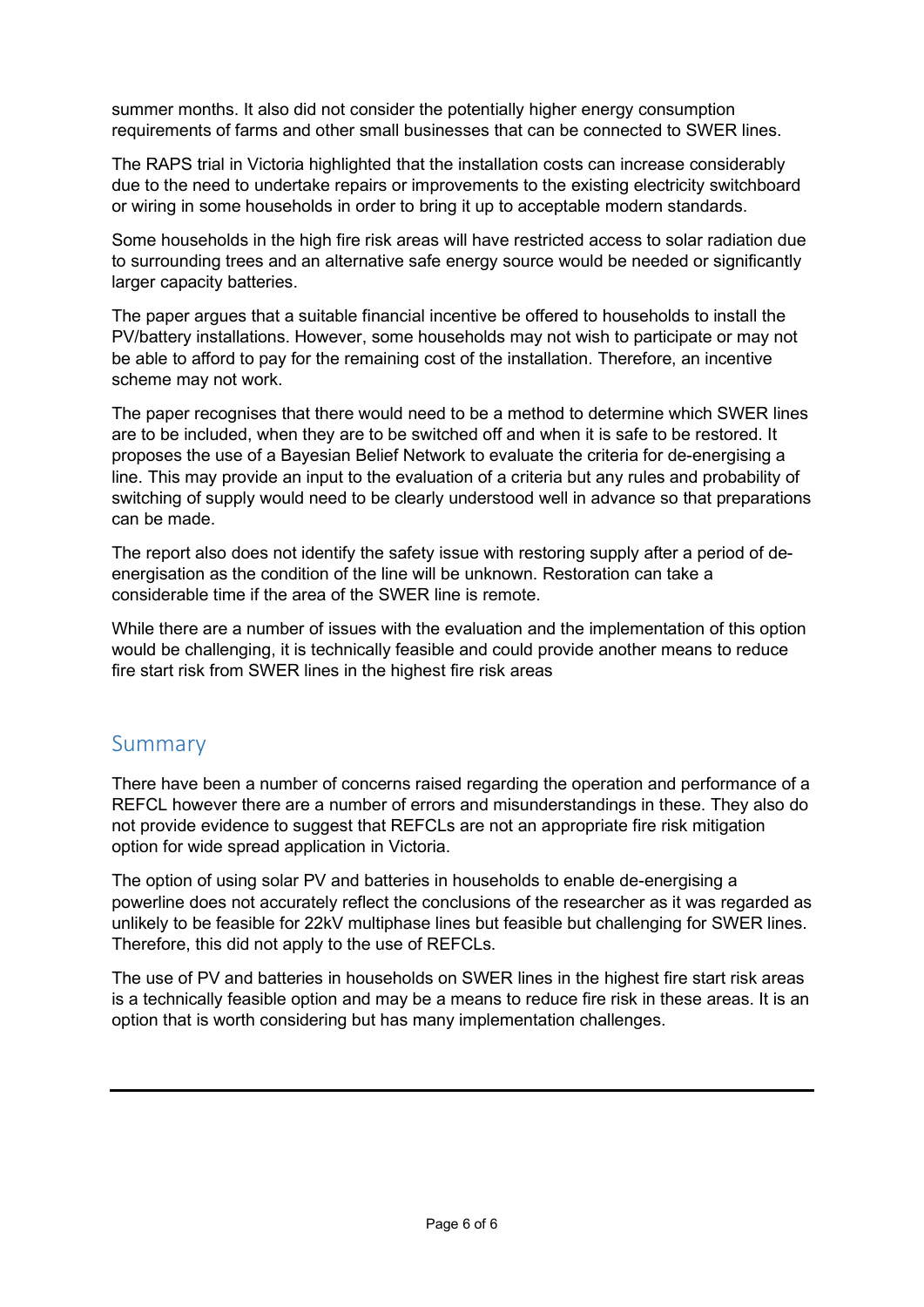summer months. It also did not consider the potentially higher energy consumption requirements of farms and other small businesses that can be connected to SWER lines.

The RAPS trial in Victoria highlighted that the installation costs can increase considerably due to the need to undertake repairs or improvements to the existing electricity switchboard or wiring in some households in order to bring it up to acceptable modern standards.

Some households in the high fire risk areas will have restricted access to solar radiation due to surrounding trees and an alternative safe energy source would be needed or significantly larger capacity batteries.

The paper argues that a suitable financial incentive be offered to households to install the PV/battery installations. However, some households may not wish to participate or may not be able to afford to pay for the remaining cost of the installation. Therefore, an incentive scheme may not work.

The paper recognises that there would need to be a method to determine which SWER lines are to be included, when they are to be switched off and when it is safe to be restored. It proposes the use of a Bayesian Belief Network to evaluate the criteria for de-energising a line. This may provide an input to the evaluation of a criteria but any rules and probability of switching of supply would need to be clearly understood well in advance so that preparations can be made.

The report also does not identify the safety issue with restoring supply after a period of de-energisation as the condition of the line will be unknown. Restoration can take a considerable time if the area of the SWER line is remote.

While there are a number of issues with the evaluation and the implementation of this option would be challenging, it is technically feasible and could provide another means to reduce fire start risk from SWER lines in the highest fire risk areas

## Summary

There have been a number of concerns raised regarding the operation and performance of a REFCL however there are a number of errors and misunderstandings in these. They also do not provide evidence to suggest that REFCLs are not an appropriate fire risk mitigation option for wide spread application in Victoria.

The option of using solar PV and batteries in households to enable de-energising a powerline does not accurately reflect the conclusions of the researcher as it was regarded as unlikely to be feasible for 22kV multiphase lines but feasible but challenging for SWER lines. Therefore, this did not apply to the use of REFCLs.

The use of PV and batteries in households on SWER lines in the highest fire start risk areas is a technically feasible option and may be a means to reduce fire risk in these areas. It is an option that is worth considering but has many implementation challenges.